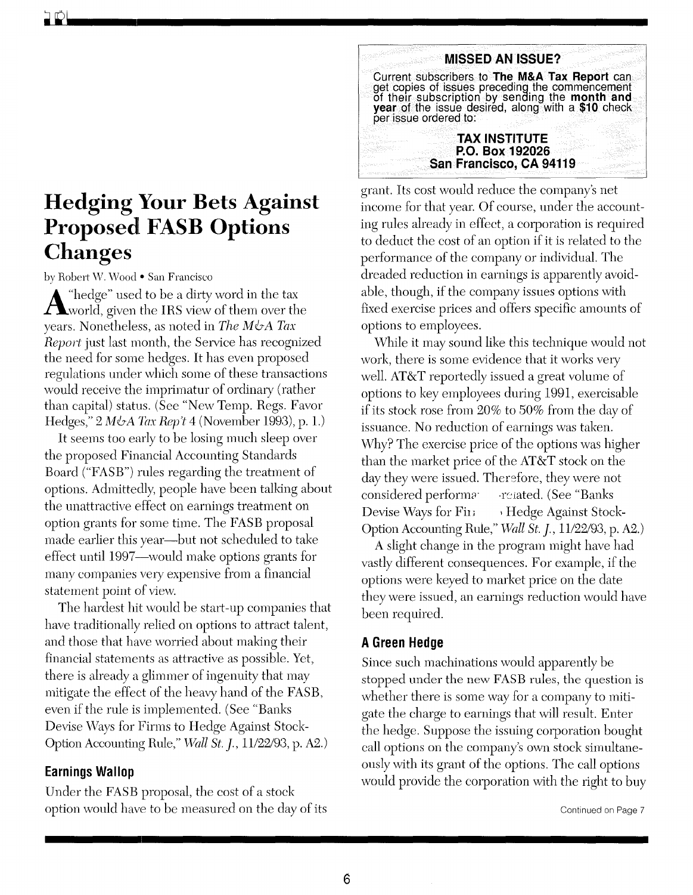# Hedging Your Bets Against Proposed FASB Options Changes

by Robert W. Wood • San Francisco

A "hedge" used to be a dirty word in the tax world, given the IRS view of them over the years. Nonetheless, as noted in *The M&A Tax Report* just last month, the Service has recognized the need for some hedges. It has even proposed regulations under which some of these transactions would receive the imprimatur of ordinary (rather than capital) status. (See "New Temp. Regs. Favor Hedges," 2 *M&A Tax Rep't* 4 (November 1993), p. 1.)

It seems too early to be losing much sleep over the proposed Financial Accounting Standards Board ("FASB") rules regarding the treatment of options. Admittedly, people have been talking about the unattractive effect on earnings treatment on option grants for some time. The FASB proposal made earlier this year—but not scheduled to take effect until 1997—would make options grants for many companies very expensive from a financial statement point of view.

The hardest hit would be start-up companies that have traditionally relied on options to attract talent, and those that have worried about making their financial statements as attractive as possible. Yet, there is already a glimmer of ingenuity that may mitigate the effect of the heavy hand of the FASB, even if the rule is implemented. (See "Banks Devise Ways for Firms to Hedge Against Stock-Option Accounting Rule," *Wall St. J.*, 11/22/93, p. A2.)

## Earnings Wallop

Under the FASB proposal, the cost of a stock option would have to be measured on the day of its grant. Its cost would reduce the company's net income for that year. Of course, under the accounting rules already in effect, a corporation is required to deduct the cost of an option if it is related to the performance of the company or individual. The dreaded reduction in earnings is apparently avoidable, though, if the company issues options with fixed exercise prices and offers specific amounts of options to employees.

While it may sound like this technique would not work, there is some evidence that it works very well. AT&T reportedly issued a great volume of options to key employees during 1991, exercisable if its stock rose from 20% to 50% from the day of issuance. No reduction of earnings was taken. Why? The exercise price of the options was higher than the market price of the AT&T stock on the day they were issued. Therefore, they were not considered performance-related. (See "Banks Devise Ways for Firms to Hedge Against Stock-Option Accounting Rule," *Wall St. J.*, 11/22/93, p. A2.)

A slight change in the program might have had vastly different consequences. For example, if the options were keyed to market price on the date they were issued, an earnings reduction would have been required.

## A Green Hedge

Since such machinations would apparently be stopped under the new FASB rules, the question is whether there is some way for a company to mitigate the charge to earnings that will result. Enter the hedge. Suppose the issuing corporation bought call options on the company's own stock simultaneously with its grant of the options. The call options would provide the corporation with the right to buy

Continued on Page 7

**MISSED AN ISSUE?**

Current subscribers to **The M&A Tax Report** can get copies of issues preceding the commencement of their subscription by sending the **month and year** of the issue desired, along with a **$10** check per issue ordered to:

**TAX INSTITUTE**
**P.O. Box 192026**
**San Francisco, CA 94119**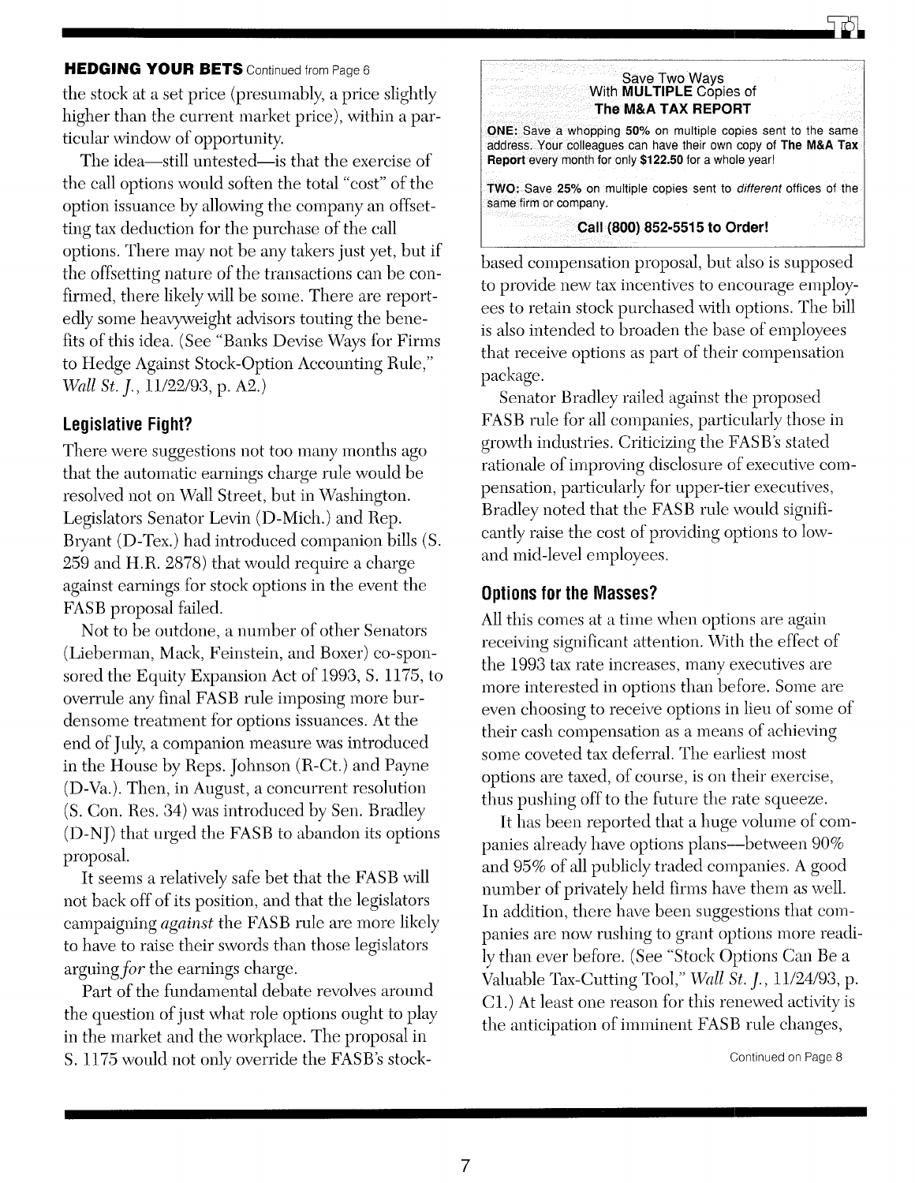**HEDGING YOUR BETS** Continued from Page 6

the stock at a set price (presumably, a price slightly higher than the current market price), within a particular window of opportunity.

The idea—still untested—is that the exercise of the call options would soften the total "cost" of the option issuance by allowing the company an offsetting tax deduction for the purchase of the call options. There may not be any takers just yet, but if the offsetting nature of the transactions can be confirmed, there likely will be some. There are reportedly some heavyweight advisors touting the benefits of this idea. (See "Banks Devise Ways for Firms to Hedge Against Stock-Option Accounting Rule," *Wall St. J.*, 11/22/93, p. A2.)

## Legislative Fight?

There were suggestions not too many months ago that the automatic earnings charge rule would be resolved not on Wall Street, but in Washington. Legislators Senator Levin (D-Mich.) and Rep. Bryant (D-Tex.) had introduced companion bills (S. 259 and H.R. 2878) that would require a charge against earnings for stock options in the event the FASB proposal failed.

Not to be outdone, a number of other Senators (Lieberman, Mack, Feinstein, and Boxer) co-sponsored the Equity Expansion Act of 1993, S. 1175, to overrule any final FASB rule imposing more burdensome treatment for options issuances. At the end of July, a companion measure was introduced in the House by Reps. Johnson (R-Ct.) and Payne (D-Va.). Then, in August, a concurrent resolution (S. Con. Res. 34) was introduced by Sen. Bradley (D-NJ) that urged the FASB to abandon its options proposal.

It seems a relatively safe bet that the FASB will not back off of its position, and that the legislators campaigning *against* the FASB rule are more likely to have to raise their swords than those legislators arguing *for* the earnings charge.

Part of the fundamental debate revolves around the question of just what role options ought to play in the market and the workplace. The proposal in S. 1175 would not only override the FASB's stock-based compensation proposal, but also is supposed to provide new tax incentives to encourage employees to retain stock purchased with options. The bill is also intended to broaden the base of employees that receive options as part of their compensation package.

Senator Bradley railed against the proposed FASB rule for all companies, particularly those in growth industries. Criticizing the FASB's stated rationale of improving disclosure of executive compensation, particularly for upper-tier executives, Bradley noted that the FASB rule would significantly raise the cost of providing options to low- and mid-level employees.

## Options for the Masses?

All this comes at a time when options are again receiving significant attention. With the effect of the 1993 tax rate increases, many executives are more interested in options than before. Some are even choosing to receive options in lieu of some of their cash compensation as a means of achieving some coveted tax deferral. The earliest most options are taxed, of course, is on their exercise, thus pushing off to the future the rate squeeze.

It has been reported that a huge volume of companies already have options plans—between 90% and 95% of all publicly traded companies. A good number of privately held firms have them as well. In addition, there have been suggestions that companies are now rushing to grant options more readily than ever before. (See "Stock Options Can Be a Valuable Tax-Cutting Tool," *Wall St. J.*, 11/24/93, p. C1.) At least one reason for this renewed activity is the anticipation of imminent FASB rule changes,

Continued on Page 8

---

Save Two Ways
With **MULTIPLE** Copies of
**The M&A TAX REPORT**

**ONE:** Save a whopping **50%** on multiple copies sent to the same address. Your colleagues can have their own copy of **The M&A Tax Report** every month for only **$122.50** for a whole year!

**TWO:** Save **25%** on multiple copies sent to *different* offices of the same firm or company.

**Call (800) 852-5515 to Order!**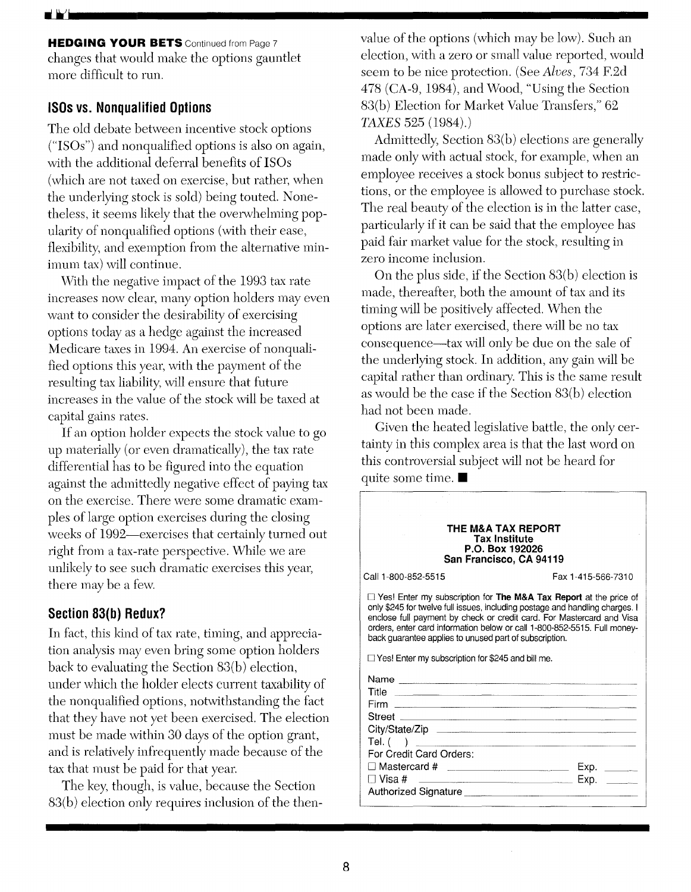**HEDGING YOUR BETS** Continued from Page 7

changes that would make the options gauntlet more difficult to run.

## ISOs vs. Nonqualified Options

The old debate between incentive stock options ("ISOs") and nonqualified options is also on again, with the additional deferral benefits of ISOs (which are not taxed on exercise, but rather, when the underlying stock is sold) being touted. Nonetheless, it seems likely that the overwhelming popularity of nonqualified options (with their ease, flexibility, and exemption from the alternative minimum tax) will continue.

With the negative impact of the 1993 tax rate increases now clear, many option holders may even want to consider the desirability of exercising options today as a hedge against the increased Medicare taxes in 1994. An exercise of nonqualified options this year, with the payment of the resulting tax liability, will ensure that future increases in the value of the stock will be taxed at capital gains rates.

If an option holder expects the stock value to go up materially (or even dramatically), the tax rate differential has to be figured into the equation against the admittedly negative effect of paying tax on the exercise. There were some dramatic examples of large option exercises during the closing weeks of 1992—exercises that certainly turned out right from a tax-rate perspective. While we are unlikely to see such dramatic exercises this year, there may be a few.

## Section 83(b) Redux?

In fact, this kind of tax rate, timing, and appreciation analysis may even bring some option holders back to evaluating the Section 83(b) election, under which the holder elects current taxability of the nonqualified options, notwithstanding the fact that they have not yet been exercised. The election must be made within 30 days of the option grant, and is relatively infrequently made because of the tax that must be paid for that year.

The key, though, is value, because the Section 83(b) election only requires inclusion of the then-value of the options (which may be low). Such an election, with a zero or small value reported, would seem to be nice protection. (See *Alves*, 734 F.2d 478 (CA-9, 1984), and Wood, "Using the Section 83(b) Election for Market Value Transfers," 62 *TAXES* 525 (1984).)

Admittedly, Section 83(b) elections are generally made only with actual stock, for example, when an employee receives a stock bonus subject to restrictions, or the employee is allowed to purchase stock. The real beauty of the election is in the latter case, particularly if it can be said that the employee has paid fair market value for the stock, resulting in zero income inclusion.

On the plus side, if the Section 83(b) election is made, thereafter, both the amount of tax and its timing will be positively affected. When the options are later exercised, there will be no tax consequence—tax will only be due on the sale of the underlying stock. In addition, any gain will be capital rather than ordinary. This is the same result as would be the case if the Section 83(b) election had not been made.

Given the heated legislative battle, the only certainty in this complex area is that the last word on this controversial subject will not be heard for quite some time. ■

---

**THE M&A TAX REPORT**
**Tax Institute**
**P.O. Box 192026**
**San Francisco, CA 94119**

Call 1-800-852-5515 Fax 1-415-566-7310

☐ Yes! Enter my subscription for **The M&A Tax Report** at the price of only $245 for twelve full issues, including postage and handling charges. I enclose full payment by check or credit card. For Mastercard and Visa orders, enter card information below or call 1-800-852-5515. Full money-back guarantee applies to unused part of subscription.

☐ Yes! Enter my subscription for $245 and bill me.

Name ______________________________
Title ______________________________
Firm ______________________________
Street ______________________________
City/State/Zip ______________________________
Tel. ( ) ______________________________
For Credit Card Orders:
☐ Mastercard # ____________________ Exp. ______
☐ Visa # ____________________ Exp. ______
Authorized Signature ______________________________